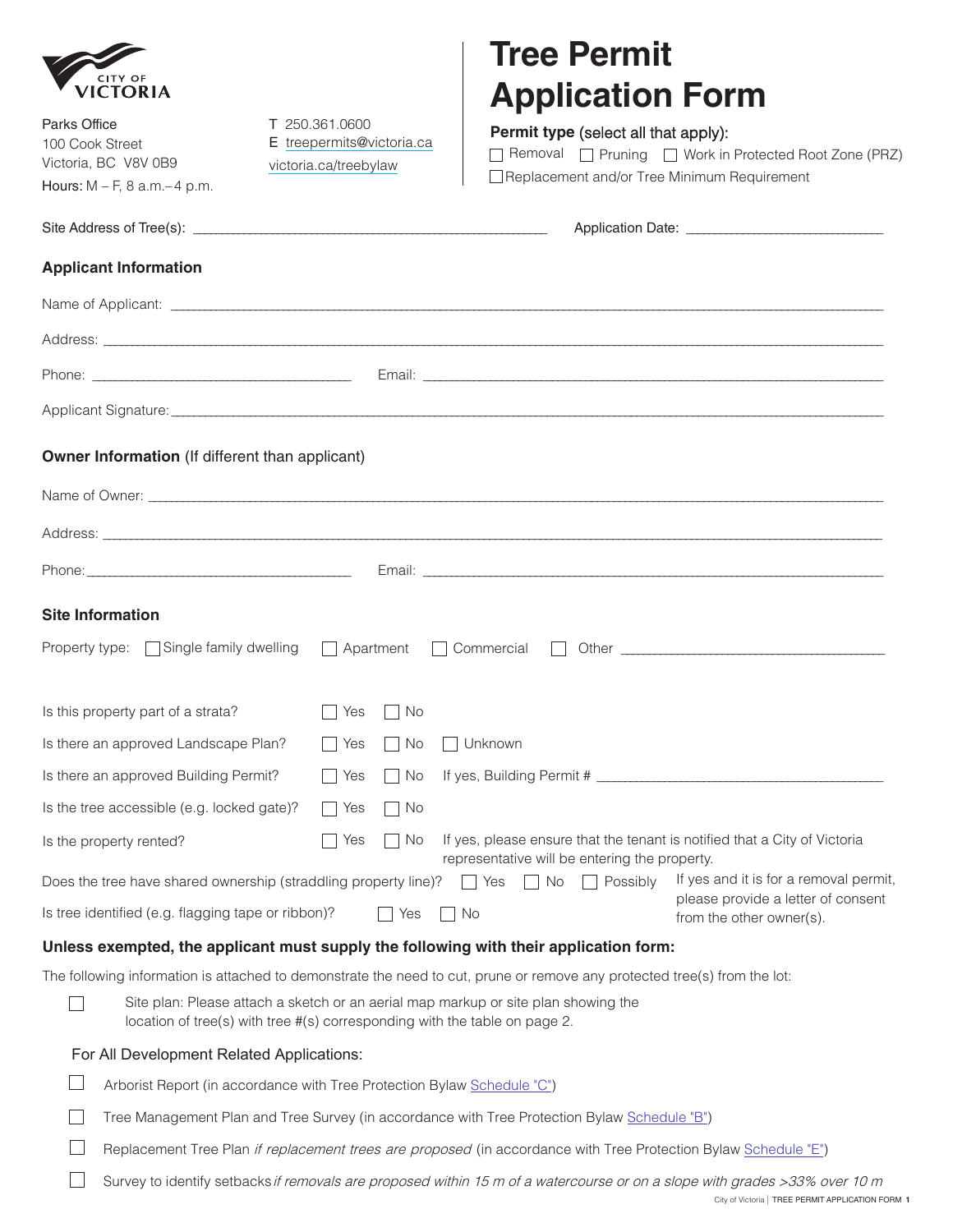CITY OF VICTORIA

Parks Office
100 Cook Street
Victoria, BC V8V 0B9
Hours: M – F, 8 a.m.– 4 p.m.

T 250.361.0600
E treepermits@victoria.ca
victoria.ca/treebylaw

# Tree Permit Application Form

**Permit type** (select all that apply):

☐ Removal ☐ Pruning ☐ Work in Protected Root Zone (PRZ)
☐ Replacement and/or Tree Minimum Requirement

Site Address of Tree(s): ______________________ Application Date: ______________________

## Applicant Information

Name of Applicant: ______________________

Address: ______________________

Phone: ______________________ Email: ______________________

Applicant Signature: ______________________

## Owner Information (If different than applicant)

Name of Owner: ______________________

Address: ______________________

Phone: ______________________ Email: ______________________

## Site Information

Property type: ☐ Single family dwelling ☐ Apartment ☐ Commercial ☐ Other ______________________

Is this property part of a strata? ☐ Yes ☐ No

Is there an approved Landscape Plan? ☐ Yes ☐ No ☐ Unknown

Is there an approved Building Permit? ☐ Yes ☐ No If yes, Building Permit # ______________________

Is the tree accessible (e.g. locked gate)? ☐ Yes ☐ No

Is the property rented? ☐ Yes ☐ No If yes, please ensure that the tenant is notified that a City of Victoria representative will be entering the property.

Does the tree have shared ownership (straddling property line)? ☐ Yes ☐ No ☐ Possibly

Is tree identified (e.g. flagging tape or ribbon)? ☐ Yes ☐ No

If yes and it is for a removal permit, please provide a letter of consent from the other owner(s).

**Unless exempted, the applicant must supply the following with their application form:**

The following information is attached to demonstrate the need to cut, prune or remove any protected tree(s) from the lot:

☐ Site plan: Please attach a sketch or an aerial map markup or site plan showing the location of tree(s) with tree #(s) corresponding with the table on page 2.

For All Development Related Applications:

☐ Arborist Report (in accordance with Tree Protection Bylaw Schedule "C")

☐ Tree Management Plan and Tree Survey (in accordance with Tree Protection Bylaw Schedule "B")

☐ Replacement Tree Plan *if replacement trees are proposed* (in accordance with Tree Protection Bylaw Schedule "E")

☐ Survey to identify setbacks *if removals are proposed within 15 m of a watercourse or on a slope with grades >33% over 10 m*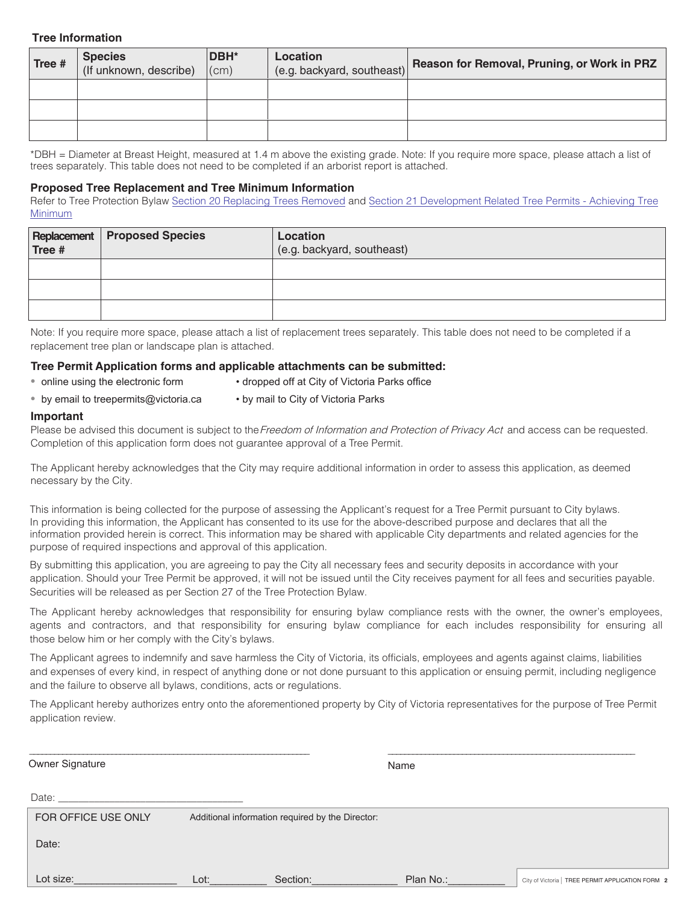### Tree Information

| Tree # | Species (If unknown, describe) | DBH* (cm) | Location (e.g. backyard, southeast) | Reason for Removal, Pruning, or Work in PRZ |
|---|---|---|---|---|
| | | | | |
| | | | | |
| | | | | |

*DBH = Diameter at Breast Height, measured at 1.4 m above the existing grade. Note: If you require more space, please attach a list of trees separately. This table does not need to be completed if an arborist report is attached.

### Proposed Tree Replacement and Tree Minimum Information

Refer to Tree Protection Bylaw Section 20 Replacing Trees Removed and Section 21 Development Related Tree Permits - Achieving Tree Minimum

| Replacement Tree # | Proposed Species | Location (e.g. backyard, southeast) |
|---|---|---|
| | | |
| | | |
| | | |

Note: If you require more space, please attach a list of replacement trees separately. This table does not need to be completed if a replacement tree plan or landscape plan is attached.

### Tree Permit Application forms and applicable attachments can be submitted:

- online using the electronic form
- dropped off at City of Victoria Parks office
- by email to treepermits@victoria.ca
- by mail to City of Victoria Parks

### Important

Please be advised this document is subject to the *Freedom of Information and Protection of Privacy Act* and access can be requested. Completion of this application form does not guarantee approval of a Tree Permit.

The Applicant hereby acknowledges that the City may require additional information in order to assess this application, as deemed necessary by the City.

This information is being collected for the purpose of assessing the Applicant's request for a Tree Permit pursuant to City bylaws. In providing this information, the Applicant has consented to its use for the above-described purpose and declares that all the information provided herein is correct. This information may be shared with applicable City departments and related agencies for the purpose of required inspections and approval of this application.

By submitting this application, you are agreeing to pay the City all necessary fees and security deposits in accordance with your application. Should your Tree Permit be approved, it will not be issued until the City receives payment for all fees and securities payable. Securities will be released as per Section 27 of the Tree Protection Bylaw.

The Applicant hereby acknowledges that responsibility for ensuring bylaw compliance rests with the owner, the owner's employees, agents and contractors, and that responsibility for ensuring bylaw compliance for each includes responsibility for ensuring all those below him or her comply with the City's bylaws.

The Applicant agrees to indemnify and save harmless the City of Victoria, its officials, employees and agents against claims, liabilities and expenses of every kind, in respect of anything done or not done pursuant to this application or ensuing permit, including negligence and the failure to observe all bylaws, conditions, acts or regulations.

The Applicant hereby authorizes entry onto the aforementioned property by City of Victoria representatives for the purpose of Tree Permit application review.

_______________________________ Owner Signature

_______________________________ Name

Date: _______________________

FOR OFFICE USE ONLY

Additional information required by the Director:

Date:

Lot size:_______________ Lot:_________ Section:_____________ Plan No.:_________